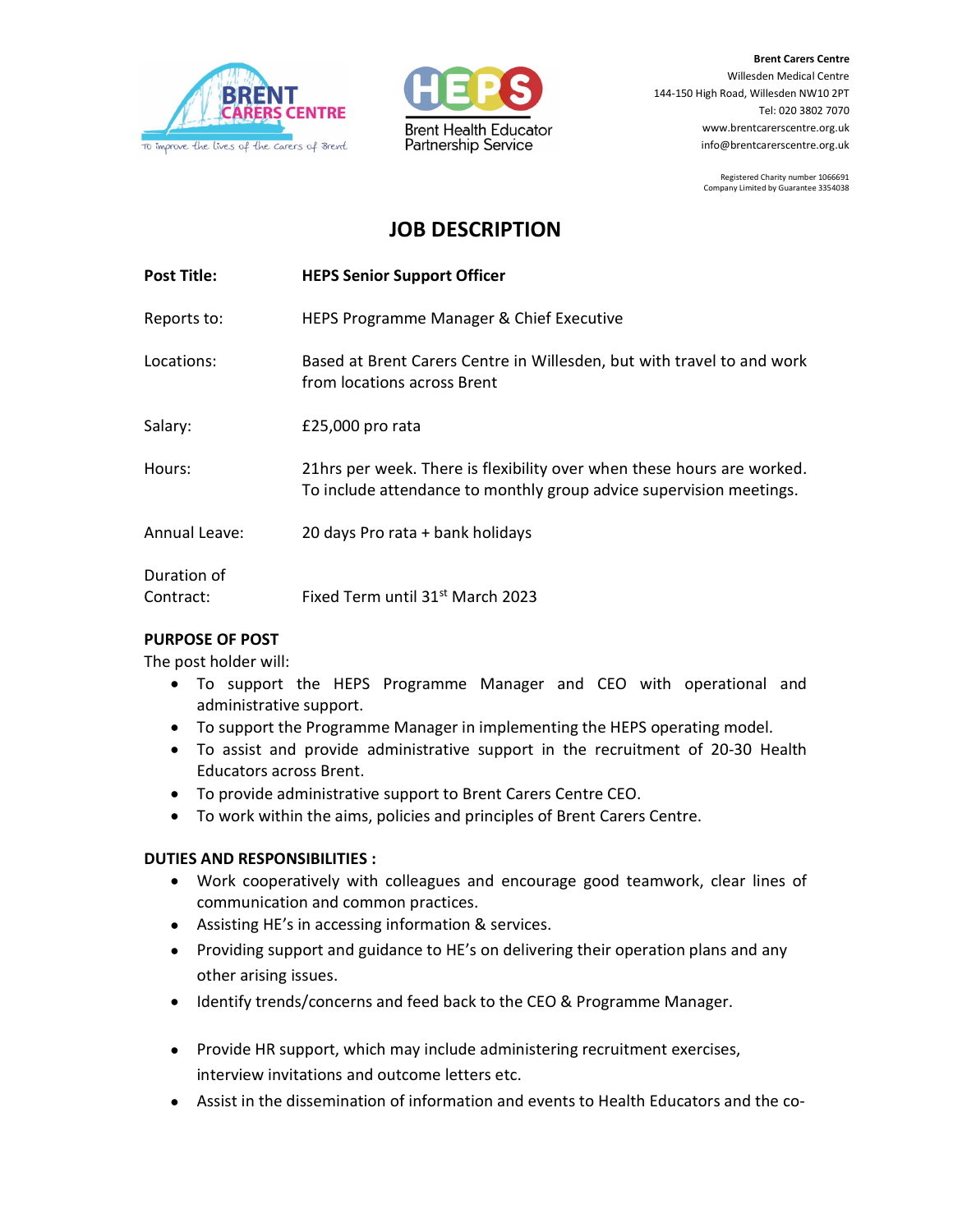**Brent Carers Centre**
Willesden Medical Centre
144-150 High Road, Willesden NW10 2PT
Tel: 020 3802 7070
www.brentcarerscentre.org.uk
info@brentcarerscentre.org.uk

Registered Charity number 1066691
Company Limited by Guarantee 3354038

# JOB DESCRIPTION

| | |
|---|---|
| **Post Title:** | **HEPS Senior Support Officer** |
| Reports to: | HEPS Programme Manager & Chief Executive |
| Locations: | Based at Brent Carers Centre in Willesden, but with travel to and work from locations across Brent |
| Salary: | £25,000 pro rata |
| Hours: | 21hrs per week. There is flexibility over when these hours are worked. To include attendance to monthly group advice supervision meetings. |
| Annual Leave: | 20 days Pro rata + bank holidays |
| Duration of Contract: | Fixed Term until 31st March 2023 |

**PURPOSE OF POST**

The post holder will:

- To support the HEPS Programme Manager and CEO with operational and administrative support.
- To support the Programme Manager in implementing the HEPS operating model.
- To assist and provide administrative support in the recruitment of 20-30 Health Educators across Brent.
- To provide administrative support to Brent Carers Centre CEO.
- To work within the aims, policies and principles of Brent Carers Centre.

**DUTIES AND RESPONSIBILITIES :**

- Work cooperatively with colleagues and encourage good teamwork, clear lines of communication and common practices.
- Assisting HE's in accessing information & services.
- Providing support and guidance to HE's on delivering their operation plans and any other arising issues.
- Identify trends/concerns and feed back to the CEO & Programme Manager.
- Provide HR support, which may include administering recruitment exercises, interview invitations and outcome letters etc.
- Assist in the dissemination of information and events to Health Educators and the co-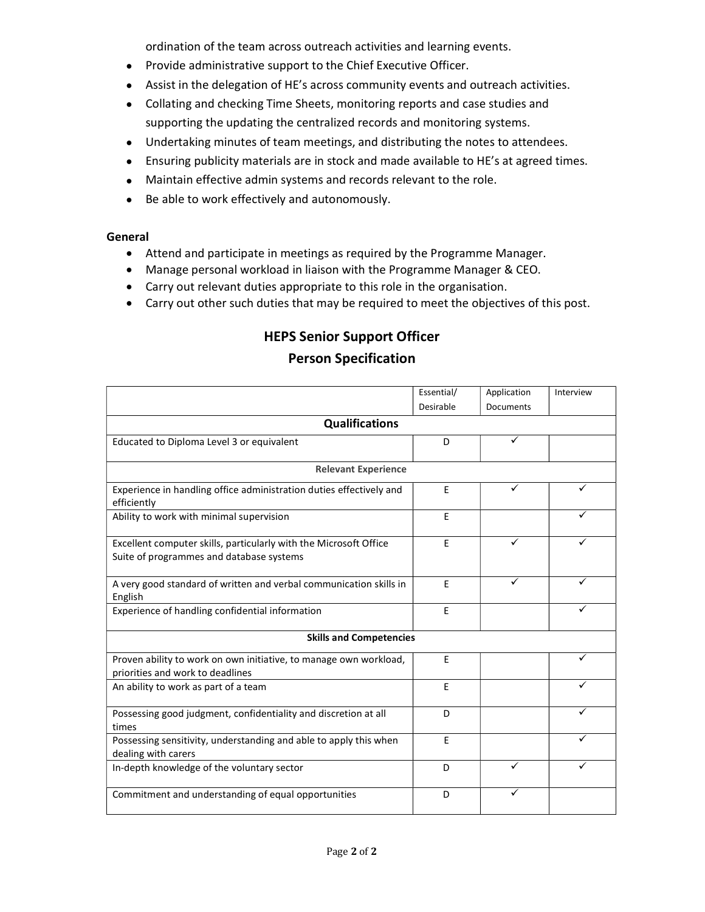ordination of the team across outreach activities and learning events.

- Provide administrative support to the Chief Executive Officer.
- Assist in the delegation of HE's across community events and outreach activities.
- Collating and checking Time Sheets, monitoring reports and case studies and supporting the updating the centralized records and monitoring systems.
- Undertaking minutes of team meetings, and distributing the notes to attendees.
- Ensuring publicity materials are in stock and made available to HE's at agreed times.
- Maintain effective admin systems and records relevant to the role.
- Be able to work effectively and autonomously.

**General**

- Attend and participate in meetings as required by the Programme Manager.
- Manage personal workload in liaison with the Programme Manager & CEO.
- Carry out relevant duties appropriate to this role in the organisation.
- Carry out other such duties that may be required to meet the objectives of this post.

## HEPS Senior Support Officer
## Person Specification

| | Essential/ Desirable | Application Documents | Interview |
|---|---|---|---|
| **Qualifications** | | | |
| Educated to Diploma Level 3 or equivalent | D | ✓ | |
| **Relevant Experience** | | | |
| Experience in handling office administration duties effectively and efficiently | E | ✓ | ✓ |
| Ability to work with minimal supervision | E | | ✓ |
| Excellent computer skills, particularly with the Microsoft Office Suite of programmes and database systems | E | ✓ | ✓ |
| A very good standard of written and verbal communication skills in English | E | ✓ | ✓ |
| Experience of handling confidential information | E | | ✓ |
| **Skills and Competencies** | | | |
| Proven ability to work on own initiative, to manage own workload, priorities and work to deadlines | E | | ✓ |
| An ability to work as part of a team | E | | ✓ |
| Possessing good judgment, confidentiality and discretion at all times | D | | ✓ |
| Possessing sensitivity, understanding and able to apply this when dealing with carers | E | | ✓ |
| In-depth knowledge of the voluntary sector | D | ✓ | ✓ |
| Commitment and understanding of equal opportunities | D | ✓ | |